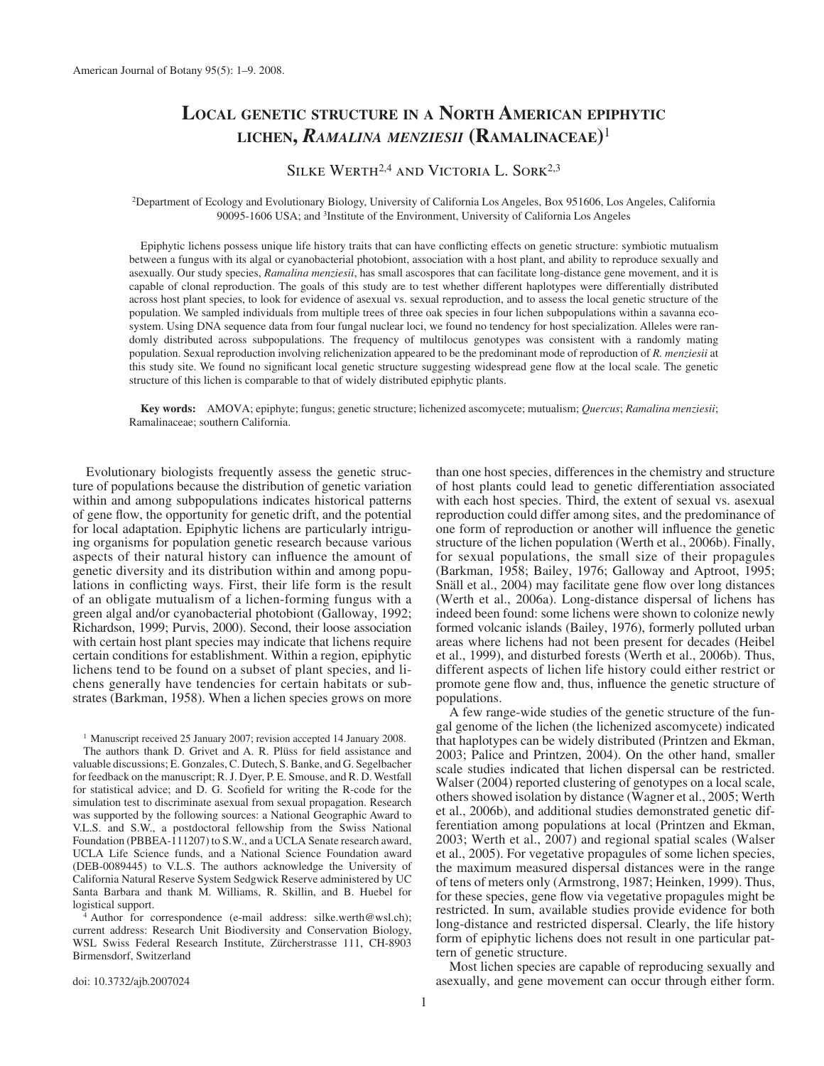# Local genetic structure in a North American epiphytic lichen, *Ramalina menziesii* (Ramalinaceae)[1]

Silke Werth[2,4] and Victoria L. Sork[2,3]

[2]Department of Ecology and Evolutionary Biology, University of California Los Angeles, Box 951606, Los Angeles, California 90095-1606 USA; and [3]Institute of the Environment, University of California Los Angeles

Epiphytic lichens possess unique life history traits that can have conflicting effects on genetic structure: symbiotic mutualism between a fungus with its algal or cyanobacterial photobiont, association with a host plant, and ability to reproduce sexually and asexually. Our study species, *Ramalina menziesii*, has small ascospores that can facilitate long-distance gene movement, and it is capable of clonal reproduction. The goals of this study are to test whether different haplotypes were differentially distributed across host plant species, to look for evidence of asexual vs. sexual reproduction, and to assess the local genetic structure of the population. We sampled individuals from multiple trees of three oak species in four lichen subpopulations within a savanna ecosystem. Using DNA sequence data from four fungal nuclear loci, we found no tendency for host specialization. Alleles were randomly distributed across subpopulations. The frequency of multilocus genotypes was consistent with a randomly mating population. Sexual reproduction involving relichenization appeared to be the predominant mode of reproduction of *R. menziesii* at this study site. We found no significant local genetic structure suggesting widespread gene flow at the local scale. The genetic structure of this lichen is comparable to that of widely distributed epiphytic plants.

**Key words:** AMOVA; epiphyte; fungus; genetic structure; lichenized ascomycete; mutualism; *Quercus*; *Ramalina menziesii*; Ramalinaceae; southern California.

Evolutionary biologists frequently assess the genetic structure of populations because the distribution of genetic variation within and among subpopulations indicates historical patterns of gene flow, the opportunity for genetic drift, and the potential for local adaptation. Epiphytic lichens are particularly intriguing organisms for population genetic research because various aspects of their natural history can influence the amount of genetic diversity and its distribution within and among populations in conflicting ways. First, their life form is the result of an obligate mutualism of a lichen-forming fungus with a green algal and/or cyanobacterial photobiont (Galloway, 1992; Richardson, 1999; Purvis, 2000). Second, their loose association with certain host plant species may indicate that lichens require certain conditions for establishment. Within a region, epiphytic lichens tend to be found on a subset of plant species, and lichens generally have tendencies for certain habitats or substrates (Barkman, 1958). When a lichen species grows on more than one host species, differences in the chemistry and structure of host plants could lead to genetic differentiation associated with each host species. Third, the extent of sexual vs. asexual reproduction could differ among sites, and the predominance of one form of reproduction or another will influence the genetic structure of the lichen population (Werth et al., 2006b). Finally, for sexual populations, the small size of their propagules (Barkman, 1958; Bailey, 1976; Galloway and Aptroot, 1995; Snäll et al., 2004) may facilitate gene flow over long distances (Werth et al., 2006a). Long-distance dispersal of lichens has indeed been found: some lichens were shown to colonize newly formed volcanic islands (Bailey, 1976), formerly polluted urban areas where lichens had not been present for decades (Heibel et al., 1999), and disturbed forests (Werth et al., 2006b). Thus, different aspects of lichen life history could either restrict or promote gene flow and, thus, influence the genetic structure of populations.

A few range-wide studies of the genetic structure of the fungal genome of the lichen (the lichenized ascomycete) indicated that haplotypes can be widely distributed (Printzen and Ekman, 2003; Palice and Printzen, 2004). On the other hand, smaller scale studies indicated that lichen dispersal can be restricted. Walser (2004) reported clustering of genotypes on a local scale, others showed isolation by distance (Wagner et al., 2005; Werth et al., 2006b), and additional studies demonstrated genetic differentiation among populations at local (Printzen and Ekman, 2003; Werth et al., 2007) and regional spatial scales (Walser et al., 2005). For vegetative propagules of some lichen species, the maximum measured dispersal distances were in the range of tens of meters only (Armstrong, 1987; Heinken, 1999). Thus, for these species, gene flow via vegetative propagules might be restricted. In sum, available studies provide evidence for both long-distance and restricted dispersal. Clearly, the life history form of epiphytic lichens does not result in one particular pattern of genetic structure.

Most lichen species are capable of reproducing sexually and asexually, and gene movement can occur through either form.

[1] Manuscript received 25 January 2007; revision accepted 14 January 2008.

The authors thank D. Grivet and A. R. Plüss for field assistance and valuable discussions; E. Gonzales, C. Dutech, S. Banke, and G. Segelbacher for feedback on the manuscript; R. J. Dyer, P. E. Smouse, and R. D. Westfall for statistical advice; and D. G. Scofield for writing the R-code for the simulation test to discriminate asexual from sexual propagation. Research was supported by the following sources: a National Geographic Award to V.L.S. and S.W., a postdoctoral fellowship from the Swiss National Foundation (PBBEA-111207) to S.W., and a UCLA Senate research award, UCLA Life Science funds, and a National Science Foundation award (DEB-0089445) to V.L.S. The authors acknowledge the University of California Natural Reserve System Sedgwick Reserve administered by UC Santa Barbara and thank M. Williams, R. Skillin, and B. Huebel for logistical support.

[4] Author for correspondence (e-mail address: silke.werth@wsl.ch); current address: Research Unit Biodiversity and Conservation Biology, WSL Swiss Federal Research Institute, Zürcherstrasse 111, CH-8903 Birmensdorf, Switzerland

doi: 10.3732/ajb.2007024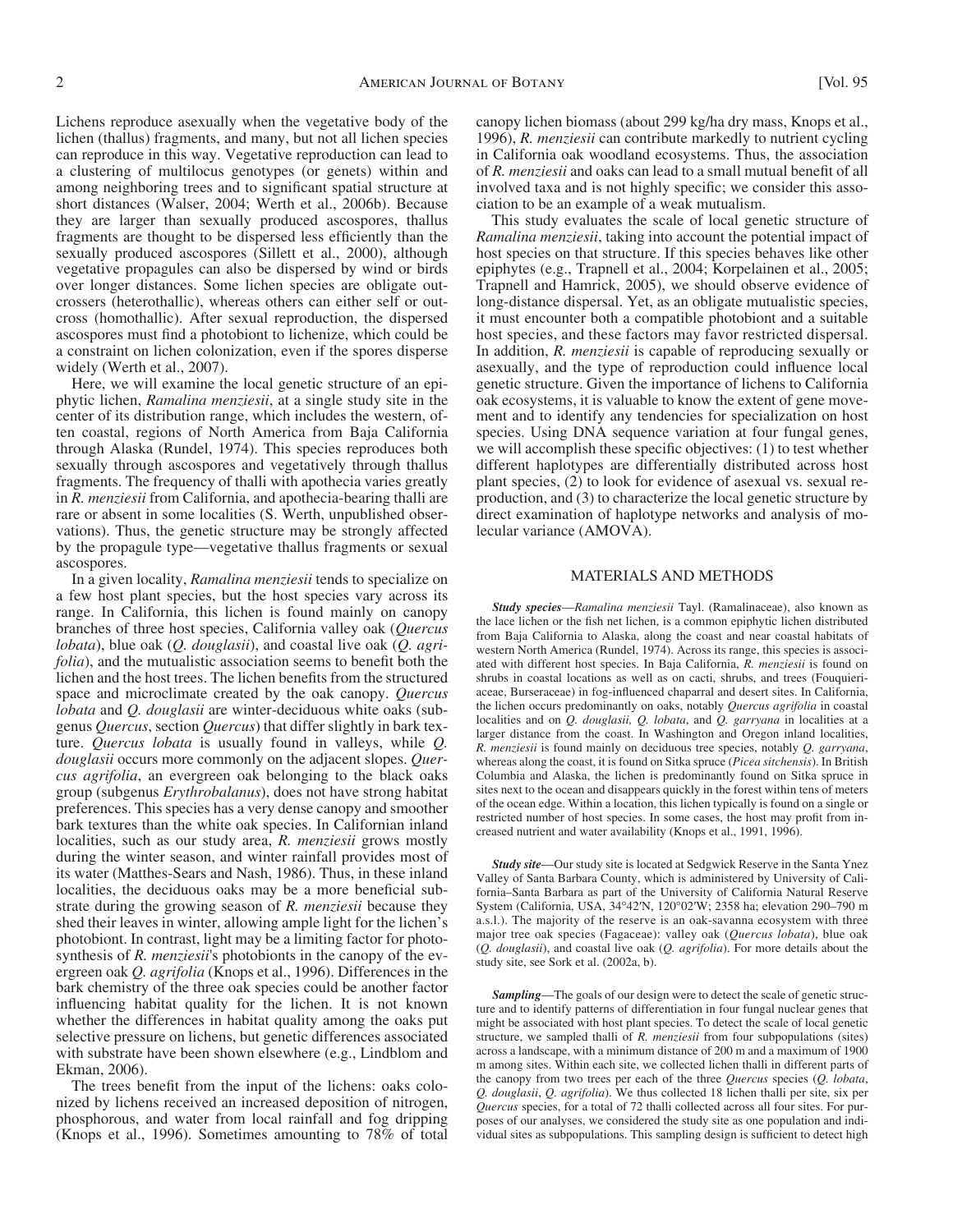Lichens reproduce asexually when the vegetative body of the lichen (thallus) fragments, and many, but not all lichen species can reproduce in this way. Vegetative reproduction can lead to a clustering of multilocus genotypes (or genets) within and among neighboring trees and to significant spatial structure at short distances (Walser, 2004; Werth et al., 2006b). Because they are larger than sexually produced ascospores, thallus fragments are thought to be dispersed less efficiently than the sexually produced ascospores (Sillett et al., 2000), although vegetative propagules can also be dispersed by wind or birds over longer distances. Some lichen species are obligate outcrossers (heterothallic), whereas others can either self or outcross (homothallic). After sexual reproduction, the dispersed ascospores must find a photobiont to lichenize, which could be a constraint on lichen colonization, even if the spores disperse widely (Werth et al., 2007).

Here, we will examine the local genetic structure of an epiphytic lichen, *Ramalina menziesii*, at a single study site in the center of its distribution range, which includes the western, often coastal, regions of North America from Baja California through Alaska (Rundel, 1974). This species reproduces both sexually through ascospores and vegetatively through thallus fragments. The frequency of thalli with apothecia varies greatly in *R. menziesii* from California, and apothecia-bearing thalli are rare or absent in some localities (S. Werth, unpublished observations). Thus, the genetic structure may be strongly affected by the propagule type—vegetative thallus fragments or sexual ascospores.

In a given locality, *Ramalina menziesii* tends to specialize on a few host plant species, but the host species vary across its range. In California, this lichen is found mainly on canopy branches of three host species, California valley oak (*Quercus lobata*), blue oak (*Q. douglasii*), and coastal live oak (*Q. agrifolia*), and the mutualistic association seems to benefit both the lichen and the host trees. The lichen benefits from the structured space and microclimate created by the oak canopy. *Quercus lobata* and *Q. douglasii* are winter-deciduous white oaks (subgenus *Quercus*, section *Quercus*) that differ slightly in bark texture. *Quercus lobata* is usually found in valleys, while *Q. douglasii* occurs more commonly on the adjacent slopes. *Quercus agrifolia*, an evergreen oak belonging to the black oaks group (subgenus *Erythrobalanus*), does not have strong habitat preferences. This species has a very dense canopy and smoother bark textures than the white oak species. In Californian inland localities, such as our study area, *R. menziesii* grows mostly during the winter season, and winter rainfall provides most of its water (Matthes-Sears and Nash, 1986). Thus, in these inland localities, the deciduous oaks may be a more beneficial substrate during the growing season of *R. menziesii* because they shed their leaves in winter, allowing ample light for the lichen's photobiont. In contrast, light may be a limiting factor for photosynthesis of *R. menziesii*'s photobionts in the canopy of the evergreen oak *Q. agrifolia* (Knops et al., 1996). Differences in the bark chemistry of the three oak species could be another factor influencing habitat quality for the lichen. It is not known whether the differences in habitat quality among the oaks put selective pressure on lichens, but genetic differences associated with substrate have been shown elsewhere (e.g., Lindblom and Ekman, 2006).

The trees benefit from the input of the lichens: oaks colonized by lichens received an increased deposition of nitrogen, phosphorous, and water from local rainfall and fog dripping (Knops et al., 1996). Sometimes amounting to 78% of total canopy lichen biomass (about 299 kg/ha dry mass, Knops et al., 1996), *R. menziesii* can contribute markedly to nutrient cycling in California oak woodland ecosystems. Thus, the association of *R. menziesii* and oaks can lead to a small mutual benefit of all involved taxa and is not highly specific; we consider this association to be an example of a weak mutualism.

This study evaluates the scale of local genetic structure of *Ramalina menziesii*, taking into account the potential impact of host species on that structure. If this species behaves like other epiphytes (e.g., Trapnell et al., 2004; Korpelainen et al., 2005; Trapnell and Hamrick, 2005), we should observe evidence of long-distance dispersal. Yet, as an obligate mutualistic species, it must encounter both a compatible photobiont and a suitable host species, and these factors may favor restricted dispersal. In addition, *R. menziesii* is capable of reproducing sexually or asexually, and the type of reproduction could influence local genetic structure. Given the importance of lichens to California oak ecosystems, it is valuable to know the extent of gene movement and to identify any tendencies for specialization on host species. Using DNA sequence variation at four fungal genes, we will accomplish these specific objectives: (1) to test whether different haplotypes are differentially distributed across host plant species, (2) to look for evidence of asexual vs. sexual reproduction, and (3) to characterize the local genetic structure by direct examination of haplotype networks and analysis of molecular variance (AMOVA).

## MATERIALS AND METHODS

***Study species***—*Ramalina menziesii* Tayl. (Ramalinaceae), also known as the lace lichen or the fish net lichen, is a common epiphytic lichen distributed from Baja California to Alaska, along the coast and near coastal habitats of western North America (Rundel, 1974). Across its range, this species is associated with different host species. In Baja California, *R. menziesii* is found on shrubs in coastal locations as well as on cacti, shrubs, and trees (Fouquieriaceae, Burseraceae) in fog-influenced chaparral and desert sites. In California, the lichen occurs predominantly on oaks, notably *Quercus agrifolia* in coastal localities and on *Q. douglasii, Q. lobata*, and *Q. garryana* in localities at a larger distance from the coast. In Washington and Oregon inland localities, *R. menziesii* is found mainly on deciduous tree species, notably *Q. garryana*, whereas along the coast, it is found on Sitka spruce (*Picea sitchensis*). In British Columbia and Alaska, the lichen is predominantly found on Sitka spruce in sites next to the ocean and disappears quickly in the forest within tens of meters of the ocean edge. Within a location, this lichen typically is found on a single or restricted number of host species. In some cases, the host may profit from increased nutrient and water availability (Knops et al., 1991, 1996).

***Study site***—Our study site is located at Sedgwick Reserve in the Santa Ynez Valley of Santa Barbara County, which is administered by University of California–Santa Barbara as part of the University of California Natural Reserve System (California, USA, 34°42′N, 120°02′W; 2358 ha; elevation 290–790 m a.s.l.). The majority of the reserve is an oak-savanna ecosystem with three major tree oak species (Fagaceae): valley oak (*Quercus lobata*), blue oak (*Q. douglasii*), and coastal live oak (*Q. agrifolia*). For more details about the study site, see Sork et al. (2002a, b).

***Sampling***—The goals of our design were to detect the scale of genetic structure and to identify patterns of differentiation in four fungal nuclear genes that might be associated with host plant species. To detect the scale of local genetic structure, we sampled thalli of *R. menziesii* from four subpopulations (sites) across a landscape, with a minimum distance of 200 m and a maximum of 1900 m among sites. Within each site, we collected lichen thalli in different parts of the canopy from two trees per each of the three *Quercus* species (*Q. lobata*, *Q. douglasii*, *Q. agrifolia*). We thus collected 18 lichen thalli per site, six per *Quercus* species, for a total of 72 thalli collected across all four sites. For purposes of our analyses, we considered the study site as one population and individual sites as subpopulations. This sampling design is sufficient to detect high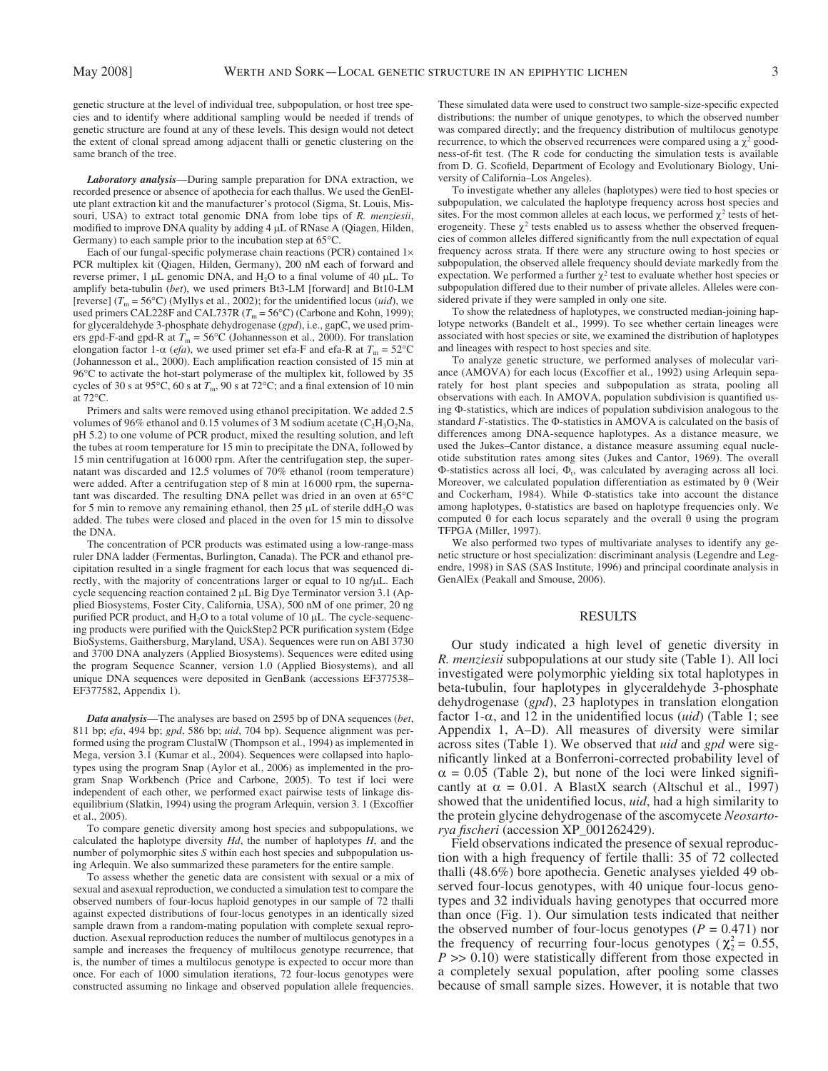genetic structure at the level of individual tree, subpopulation, or host tree species and to identify where additional sampling would be needed if trends of genetic structure are found at any of these levels. This design would not detect the extent of clonal spread among adjacent thalli or genetic clustering on the same branch of the tree.

***Laboratory analysis***—During sample preparation for DNA extraction, we recorded presence or absence of apothecia for each thallus. We used the GenElute plant extraction kit and the manufacturer's protocol (Sigma, St. Louis, Missouri, USA) to extract total genomic DNA from lobe tips of *R. menziesii*, modified to improve DNA quality by adding 4 μL of RNase A (Qiagen, Hilden, Germany) to each sample prior to the incubation step at 65°C.

Each of our fungal-specific polymerase chain reactions (PCR) contained 1× PCR multiplex kit (Qiagen, Hilden, Germany), 200 nM each of forward and reverse primer, 1 μL genomic DNA, and $H_2O$ to a final volume of 40 μL. To amplify beta-tubulin (*bet*), we used primers Bt3-LM [forward] and Bt10-LM [reverse] ($T_m$ = 56°C) (Myllys et al., 2002); for the unidentified locus (*uid*), we used primers CAL228F and CAL737R ($T_m$ = 56°C) (Carbone and Kohn, 1999); for glyceraldehyde 3-phosphate dehydrogenase (*gpd*), i.e., gapC, we used primers gpd-F-and gpd-R at $T_m$ = 56°C (Johannesson et al., 2000). For translation elongation factor 1-α (*efa*), we used primer set efa-F and efa-R at $T_m$ = 52°C (Johannesson et al., 2000). Each amplification reaction consisted of 15 min at 96°C to activate the hot-start polymerase of the multiplex kit, followed by 35 cycles of 30 s at 95°C, 60 s at $T_m$, 90 s at 72°C; and a final extension of 10 min at 72°C.

Primers and salts were removed using ethanol precipitation. We added 2.5 volumes of 96% ethanol and 0.15 volumes of 3 M sodium acetate ($C_2H_3O_2Na$, pH 5.2) to one volume of PCR product, mixed the resulting solution, and left the tubes at room temperature for 15 min to precipitate the DNA, followed by 15 min centrifugation at 16 000 rpm. After the centrifugation step, the supernatant was discarded and 12.5 volumes of 70% ethanol (room temperature) were added. After a centrifugation step of 8 min at 16 000 rpm, the supernatant was discarded. The resulting DNA pellet was dried in an oven at 65°C for 5 min to remove any remaining ethanol, then 25 μL of sterile dd$H_2O$ was added. The tubes were closed and placed in the oven for 15 min to dissolve the DNA.

The concentration of PCR products was estimated using a low-range-mass ruler DNA ladder (Fermentas, Burlington, Canada). The PCR and ethanol precipitation resulted in a single fragment for each locus that was sequenced directly, with the majority of concentrations larger or equal to 10 ng/μL. Each cycle sequencing reaction contained 2 μL Big Dye Terminator version 3.1 (Applied Biosystems, Foster City, California, USA), 500 nM of one primer, 20 ng purified PCR product, and $H_2O$ to a total volume of 10 μL. The cycle-sequencing products were purified with the QuickStep2 PCR purification system (Edge BioSystems, Gaithersburg, Maryland, USA). Sequences were run on ABI 3730 and 3700 DNA analyzers (Applied Biosystems). Sequences were edited using the program Sequence Scanner, version 1.0 (Applied Biosystems), and all unique DNA sequences were deposited in GenBank (accessions EF377538–EF377582, Appendix 1).

***Data analysis***—The analyses are based on 2595 bp of DNA sequences (*bet*, 811 bp; *efa*, 494 bp; *gpd*, 586 bp; *uid*, 704 bp). Sequence alignment was performed using the program ClustalW (Thompson et al., 1994) as implemented in Mega, version 3.1 (Kumar et al., 2004). Sequences were collapsed into haplotypes using the program Snap (Aylor et al., 2006) as implemented in the program Snap Workbench (Price and Carbone, 2005). To test if loci were independent of each other, we performed exact pairwise tests of linkage disequilibrium (Slatkin, 1994) using the program Arlequin, version 3. 1 (Excoffier et al., 2005).

To compare genetic diversity among host species and subpopulations, we calculated the haplotype diversity *Hd*, the number of haplotypes *H*, and the number of polymorphic sites *S* within each host species and subpopulation using Arlequin. We also summarized these parameters for the entire sample.

To assess whether the genetic data are consistent with sexual or a mix of sexual and asexual reproduction, we conducted a simulation test to compare the observed numbers of four-locus haploid genotypes in our sample of 72 thalli against expected distributions of four-locus genotypes in an identically sized sample drawn from a random-mating population with complete sexual reproduction. Asexual reproduction reduces the number of multilocus genotypes in a sample and increases the frequency of multilocus genotype recurrence, that is, the number of times a multilocus genotype is expected to occur more than once. For each of 1000 simulation iterations, 72 four-locus genotypes were constructed assuming no linkage and observed population allele frequencies. These simulated data were used to construct two sample-size-specific expected distributions: the number of unique genotypes, to which the observed number was compared directly; and the frequency distribution of multilocus genotype recurrence, to which the observed recurrences were compared using a $\chi^2$ goodness-of-fit test. (The R code for conducting the simulation tests is available from D. G. Scofield, Department of Ecology and Evolutionary Biology, University of California–Los Angeles).

To investigate whether any alleles (haplotypes) were tied to host species or subpopulation, we calculated the haplotype frequency across host species and sites. For the most common alleles at each locus, we performed $\chi^2$ tests of heterogeneity. These $\chi^2$ tests enabled us to assess whether the observed frequencies of common alleles differed significantly from the null expectation of equal frequency across strata. If there were any structure owing to host species or subpopulation, the observed allele frequency should deviate markedly from the expectation. We performed a further $\chi^2$ test to evaluate whether host species or subpopulation differed due to their number of private alleles. Alleles were considered private if they were sampled in only one site.

To show the relatedness of haplotypes, we constructed median-joining haplotype networks (Bandelt et al., 1999). To see whether certain lineages were associated with host species or site, we examined the distribution of haplotypes and lineages with respect to host species and site.

To analyze genetic structure, we performed analyses of molecular variance (AMOVA) for each locus (Excoffier et al., 1992) using Arlequin separately for host plant species and subpopulation as strata, pooling all observations with each. In AMOVA, population subdivision is quantified using Φ-statistics, which are indices of population subdivision analogous to the standard *F*-statistics. The Φ-statistics in AMOVA is calculated on the basis of differences among DNA-sequence haplotypes. As a distance measure, we used the Jukes–Cantor distance, a distance measure assuming equal nucleotide substitution rates among sites (Jukes and Cantor, 1969). The overall Φ-statistics across all loci, $\Phi_t$, was calculated by averaging across all loci. Moreover, we calculated population differentiation as estimated by θ (Weir and Cockerham, 1984). While Φ-statistics take into account the distance among haplotypes, θ-statistics are based on haplotype frequencies only. We computed θ for each locus separately and the overall θ using the program TFPGA (Miller, 1997).

We also performed two types of multivariate analyses to identify any genetic structure or host specialization: discriminant analysis (Legendre and Legendre, 1998) in SAS (SAS Institute, 1996) and principal coordinate analysis in GenAlEx (Peakall and Smouse, 2006).

## RESULTS

Our study indicated a high level of genetic diversity in *R. menziesii* subpopulations at our study site (Table 1). All loci investigated were polymorphic yielding six total haplotypes in beta-tubulin, four haplotypes in glyceraldehyde 3-phosphate dehydrogenase (*gpd*), 23 haplotypes in translation elongation factor 1-α, and 12 in the unidentified locus (*uid*) (Table 1; see Appendix 1, A–D). All measures of diversity were similar across sites (Table 1). We observed that *uid* and *gpd* were significantly linked at a Bonferroni-corrected probability level of α = 0.05 (Table 2), but none of the loci were linked significantly at α = 0.01. A BlastX search (Altschul et al., 1997) showed that the unidentified locus, *uid*, had a high similarity to the protein glycine dehydrogenase of the ascomycete *Neosartorya fischeri* (accession XP_001262429).

Field observations indicated the presence of sexual reproduction with a high frequency of fertile thalli: 35 of 72 collected thalli (48.6%) bore apothecia. Genetic analyses yielded 49 observed four-locus genotypes, with 40 unique four-locus genotypes and 32 individuals having genotypes that occurred more than once (Fig. 1). Our simulation tests indicated that neither the observed number of four-locus genotypes ($P$ = 0.471) nor the frequency of recurring four-locus genotypes ($\chi^2_2$ = 0.55, $P$ >> 0.10) were statistically different from those expected in a completely sexual population, after pooling some classes because of small sample sizes. However, it is notable that two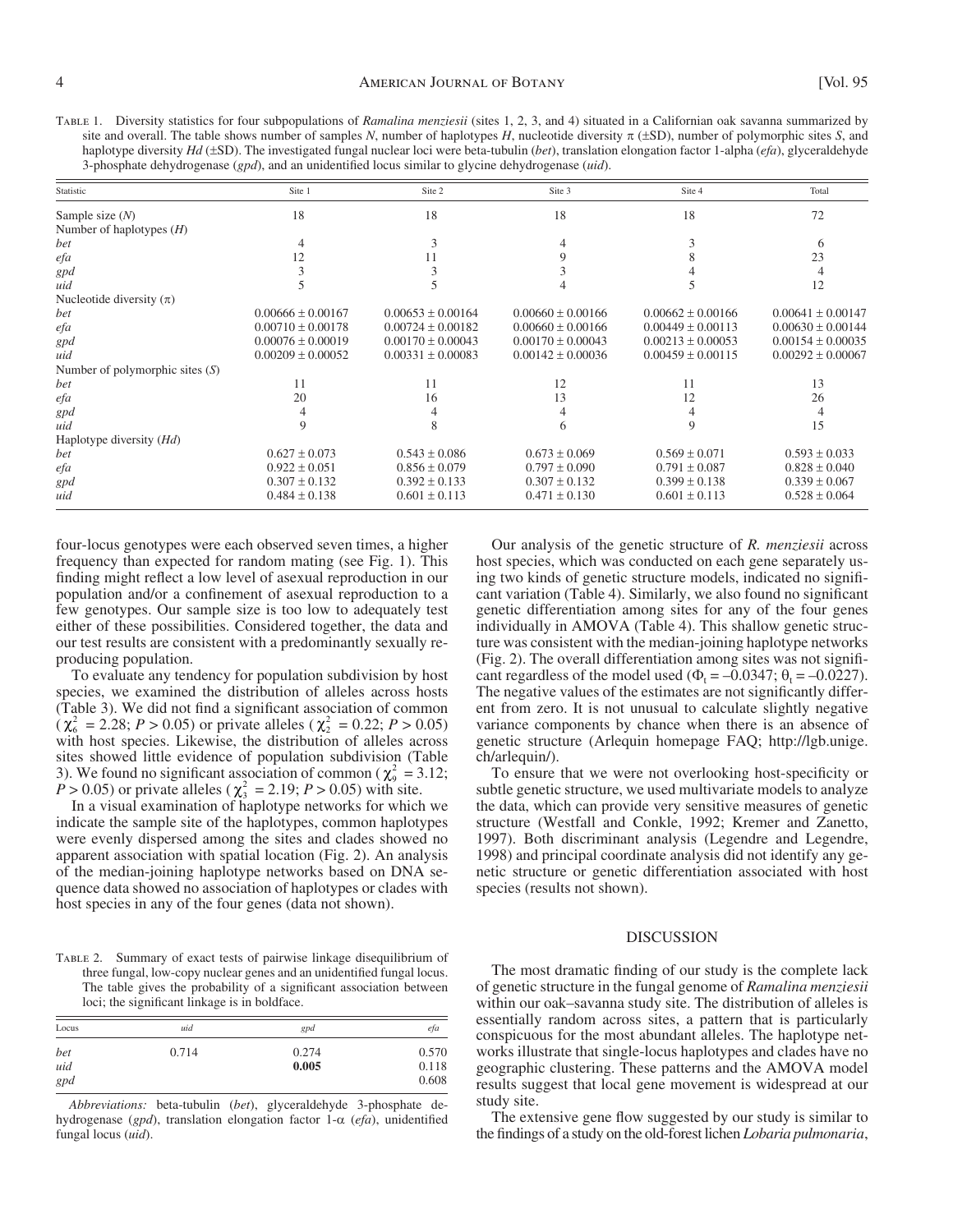Table 1. Diversity statistics for four subpopulations of *Ramalina menziesii* (sites 1, 2, 3, and 4) situated in a Californian oak savanna summarized by site and overall. The table shows number of samples *N*, number of haplotypes *H*, nucleotide diversity $\pi$ (±SD), number of polymorphic sites *S*, and haplotype diversity *Hd* (±SD). The investigated fungal nuclear loci were beta-tubulin (*bet*), translation elongation factor 1-alpha (*efa*), glyceraldehyde 3-phosphate dehydrogenase (*gpd*), and an unidentified locus similar to glycine dehydrogenase (*uid*).

| Statistic | Site 1 | Site 2 | Site 3 | Site 4 | Total |
|---|---|---|---|---|---|
| Sample size (*N*) | 18 | 18 | 18 | 18 | 72 |
| Number of haplotypes (*H*) | | | | | |
| *bet* | 4 | 3 | 4 | 3 | 6 |
| *efa* | 12 | 11 | 9 | 8 | 23 |
| *gpd* | 3 | 3 | 3 | 4 | 4 |
| *uid* | 5 | 5 | 4 | 5 | 12 |
| Nucleotide diversity ($\pi$) | | | | | |
| *bet* | 0.00666 ± 0.00167 | 0.00653 ± 0.00164 | 0.00660 ± 0.00166 | 0.00662 ± 0.00166 | 0.00641 ± 0.00147 |
| *efa* | 0.00710 ± 0.00178 | 0.00724 ± 0.00182 | 0.00660 ± 0.00166 | 0.00449 ± 0.00113 | 0.00630 ± 0.00144 |
| *gpd* | 0.00076 ± 0.00019 | 0.00170 ± 0.00043 | 0.00170 ± 0.00043 | 0.00213 ± 0.00053 | 0.00154 ± 0.00035 |
| *uid* | 0.00209 ± 0.00052 | 0.00331 ± 0.00083 | 0.00142 ± 0.00036 | 0.00459 ± 0.00115 | 0.00292 ± 0.00067 |
| Number of polymorphic sites (*S*) | | | | | |
| *bet* | 11 | 11 | 12 | 11 | 13 |
| *efa* | 20 | 16 | 13 | 12 | 26 |
| *gpd* | 4 | 4 | 4 | 4 | 4 |
| *uid* | 9 | 8 | 6 | 9 | 15 |
| Haplotype diversity (*Hd*) | | | | | |
| *bet* | 0.627 ± 0.073 | 0.543 ± 0.086 | 0.673 ± 0.069 | 0.569 ± 0.071 | 0.593 ± 0.033 |
| *efa* | 0.922 ± 0.051 | 0.856 ± 0.079 | 0.797 ± 0.090 | 0.791 ± 0.087 | 0.828 ± 0.040 |
| *gpd* | 0.307 ± 0.132 | 0.392 ± 0.133 | 0.307 ± 0.132 | 0.399 ± 0.138 | 0.339 ± 0.067 |
| *uid* | 0.484 ± 0.138 | 0.601 ± 0.113 | 0.471 ± 0.130 | 0.601 ± 0.113 | 0.528 ± 0.064 |

four-locus genotypes were each observed seven times, a higher frequency than expected for random mating (see Fig. 1). This finding might reflect a low level of asexual reproduction in our population and/or a confinement of asexual reproduction to a few genotypes. Our sample size is too low to adequately test either of these possibilities. Considered together, the data and our test results are consistent with a predominantly sexually reproducing population.

To evaluate any tendency for population subdivision by host species, we examined the distribution of alleles across hosts (Table 3). We did not find a significant association of common ($\chi^2_6$ = 2.28; $P > 0.05$) or private alleles ($\chi^2_2$ = 0.22; $P > 0.05$) with host species. Likewise, the distribution of alleles across sites showed little evidence of population subdivision (Table 3). We found no significant association of common ($\chi^2_9$ = 3.12; $P > 0.05$) or private alleles ($\chi^2_3$ = 2.19; $P > 0.05$) with site.

In a visual examination of haplotype networks for which we indicate the sample site of the haplotypes, common haplotypes were evenly dispersed among the sites and clades showed no apparent association with spatial location (Fig. 2). An analysis of the median-joining haplotype networks based on DNA sequence data showed no association of haplotypes or clades with host species in any of the four genes (data not shown).

Table 2. Summary of exact tests of pairwise linkage disequilibrium of three fungal, low-copy nuclear genes and an unidentified fungal locus. The table gives the probability of a significant association between loci; the significant linkage is in boldface.

| Locus | *uid* | *gpd* | *efa* |
|---|---|---|---|
| *bet* | 0.714 | 0.274 | 0.570 |
| *uid* | | **0.005** | 0.118 |
| *gpd* | | | 0.608 |

*Abbreviations:* beta-tubulin (*bet*), glyceraldehyde 3-phosphate dehydrogenase (*gpd*), translation elongation factor 1-α (*efa*), unidentified fungal locus (*uid*).

Our analysis of the genetic structure of *R. menziesii* across host species, which was conducted on each gene separately using two kinds of genetic structure models, indicated no significant variation (Table 4). Similarly, we also found no significant genetic differentiation among sites for any of the four genes individually in AMOVA (Table 4). This shallow genetic structure was consistent with the median-joining haplotype networks (Fig. 2). The overall differentiation among sites was not significant regardless of the model used ($\Phi_t = -0.0347$; $\theta_t = -0.0227$). The negative values of the estimates are not significantly different from zero. It is not unusual to calculate slightly negative variance components by chance when there is an absence of genetic structure (Arlequin homepage FAQ; http://lgb.unige.ch/arlequin/).

To ensure that we were not overlooking host-specificity or subtle genetic structure, we used multivariate models to analyze the data, which can provide very sensitive measures of genetic structure (Westfall and Conkle, 1992; Kremer and Zanetto, 1997). Both discriminant analysis (Legendre and Legendre, 1998) and principal coordinate analysis did not identify any genetic structure or genetic differentiation associated with host species (results not shown).

## DISCUSSION

The most dramatic finding of our study is the complete lack of genetic structure in the fungal genome of *Ramalina menziesii* within our oak–savanna study site. The distribution of alleles is essentially random across sites, a pattern that is particularly conspicuous for the most abundant alleles. The haplotype networks illustrate that single-locus haplotypes and clades have no geographic clustering. These patterns and the AMOVA model results suggest that local gene movement is widespread at our study site.

The extensive gene flow suggested by our study is similar to the findings of a study on the old-forest lichen *Lobaria pulmonaria*,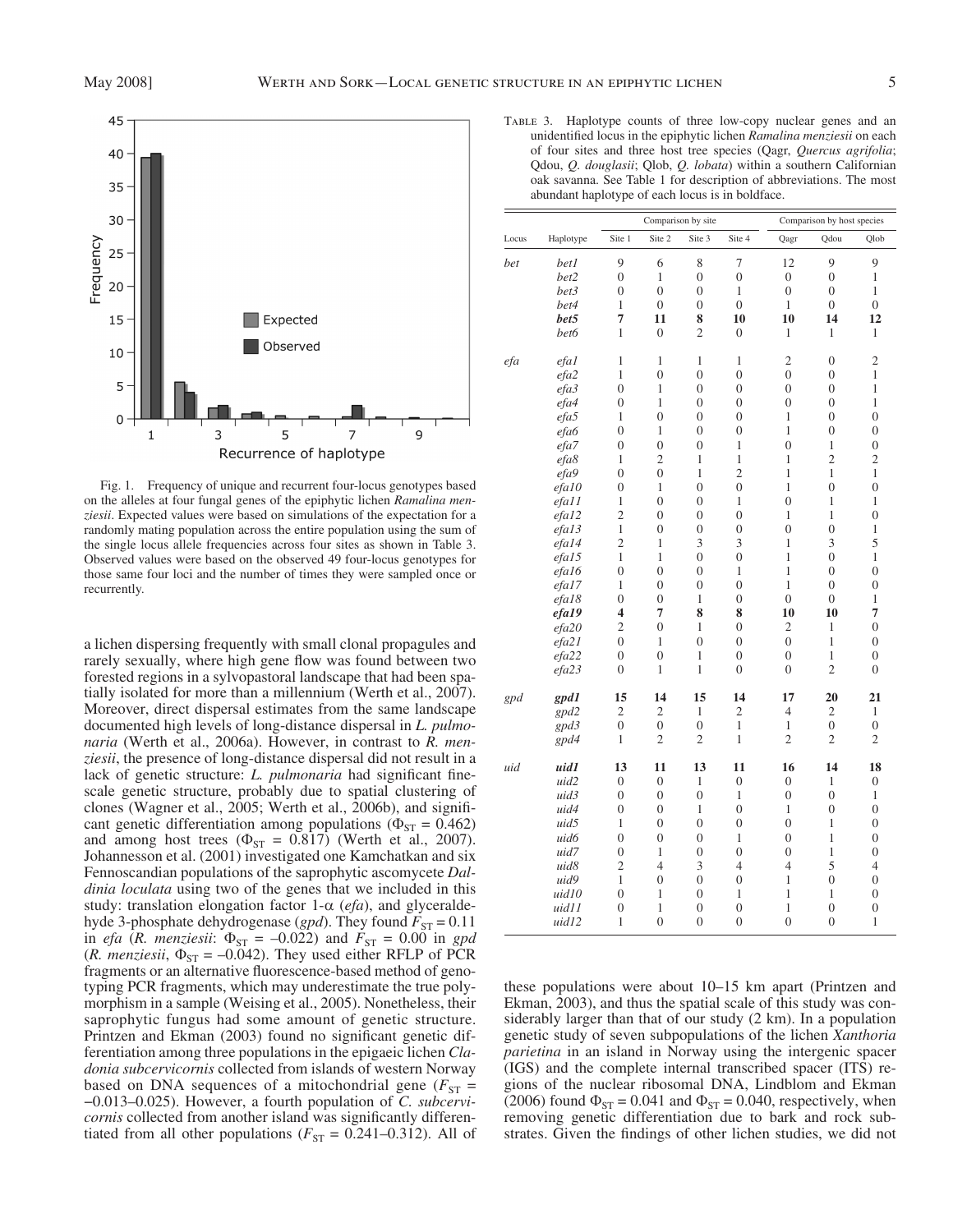Fig. 1. Frequency of unique and recurrent four-locus genotypes based on the alleles at four fungal genes of the epiphytic lichen *Ramalina menziesii*. Expected values were based on simulations of the expectation for a randomly mating population across the entire population using the sum of the single locus allele frequencies across four sites as shown in Table 3. Observed values were based on the observed 49 four-locus genotypes for those same four loci and the number of times they were sampled once or recurrently.

a lichen dispersing frequently with small clonal propagules and rarely sexually, where high gene flow was found between two forested regions in a sylvopastoral landscape that had been spatially isolated for more than a millennium (Werth et al., 2007). Moreover, direct dispersal estimates from the same landscape documented high levels of long-distance dispersal in *L. pulmonaria* (Werth et al., 2006a). However, in contrast to *R. menziesii*, the presence of long-distance dispersal did not result in a lack of genetic structure: *L. pulmonaria* had significant fine-scale genetic structure, probably due to spatial clustering of clones (Wagner et al., 2005; Werth et al., 2006b), and significant genetic differentiation among populations ($\Phi_{ST}$ = 0.462) and among host trees ($\Phi_{ST}$ = 0.817) (Werth et al., 2007). Johannesson et al. (2001) investigated one Kamchatkan and six Fennoscandian populations of the saprophytic ascomycete *Daldinia loculata* using two of the genes that we included in this study: translation elongation factor 1-α (*efa*), and glyceraldehyde 3-phosphate dehydrogenase (*gpd*). They found $F_{ST}$ = 0.11 in *efa* (*R. menziesii*: $\Phi_{ST}$ = –0.022) and $F_{ST}$ = 0.00 in *gpd* (*R. menziesii*, $\Phi_{ST}$ = –0.042). They used either RFLP of PCR fragments or an alternative fluorescence-based method of genotyping PCR fragments, which may underestimate the true polymorphism in a sample (Weising et al., 2005). Nonetheless, their saprophytic fungus had some amount of genetic structure. Printzen and Ekman (2003) found no significant genetic differentiation among three populations in the epigaeic lichen *Cladonia subcervicornis* collected from islands of western Norway based on DNA sequences of a mitochondrial gene ($F_{ST}$ = –0.013–0.025). However, a fourth population of *C. subcervicornis* collected from another island was significantly differentiated from all other populations ($F_{ST}$ = 0.241–0.312). All of

Table 3. Haplotype counts of three low-copy nuclear genes and an unidentified locus in the epiphytic lichen *Ramalina menziesii* on each of four sites and three host tree species (Qagr, *Quercus agrifolia*; Qdou, *Q. douglasii*; Qlob, *Q. lobata*) within a southern Californian oak savanna. See Table 1 for description of abbreviations. The most abundant haplotype of each locus is in boldface.

| | | Comparison by site | | | | Comparison by host species | | |
|---|---|---|---|---|---|---|---|---|
| Locus | Haplotype | Site 1 | Site 2 | Site 3 | Site 4 | Qagr | Qdou | Qlob |
| *bet* | *bet1* | 9 | 6 | 8 | 7 | 12 | 9 | 9 |
| | *bet2* | 0 | 1 | 0 | 0 | 0 | 0 | 1 |
| | *bet3* | 0 | 0 | 0 | 1 | 0 | 0 | 1 |
| | *bet4* | 1 | 0 | 0 | 0 | 1 | 0 | 0 |
| | ***bet5*** | **7** | **11** | **8** | **10** | **10** | **14** | **12** |
| | *bet6* | 1 | 0 | 2 | 0 | 1 | 1 | 1 |
| *efa* | *efa1* | 1 | 1 | 1 | 1 | 2 | 0 | 2 |
| | *efa2* | 1 | 0 | 0 | 0 | 0 | 0 | 1 |
| | *efa3* | 0 | 1 | 0 | 0 | 0 | 0 | 1 |
| | *efa4* | 0 | 1 | 0 | 0 | 0 | 0 | 1 |
| | *efa5* | 1 | 0 | 0 | 0 | 1 | 0 | 0 |
| | *efa6* | 0 | 1 | 0 | 0 | 1 | 0 | 0 |
| | *efa7* | 0 | 0 | 0 | 1 | 0 | 1 | 0 |
| | *efa8* | 1 | 2 | 1 | 1 | 1 | 2 | 2 |
| | *efa9* | 0 | 0 | 1 | 2 | 1 | 1 | 1 |
| | *efa10* | 0 | 1 | 0 | 0 | 1 | 0 | 0 |
| | *efa11* | 1 | 0 | 0 | 1 | 0 | 1 | 1 |
| | *efa12* | 2 | 0 | 0 | 0 | 1 | 1 | 0 |
| | *efa13* | 1 | 0 | 0 | 0 | 0 | 0 | 1 |
| | *efa14* | 2 | 1 | 3 | 3 | 1 | 3 | 5 |
| | *efa15* | 1 | 1 | 0 | 0 | 1 | 0 | 1 |
| | *efa16* | 0 | 0 | 0 | 1 | 1 | 0 | 0 |
| | *efa17* | 1 | 0 | 0 | 0 | 1 | 0 | 0 |
| | *efa18* | 0 | 0 | 1 | 0 | 0 | 0 | 1 |
| | ***efa19*** | **4** | **7** | **8** | **8** | **10** | **10** | **7** |
| | *efa20* | 2 | 0 | 1 | 0 | 2 | 1 | 0 |
| | *efa21* | 0 | 1 | 0 | 0 | 0 | 1 | 0 |
| | *efa22* | 0 | 0 | 1 | 0 | 0 | 1 | 0 |
| | *efa23* | 0 | 1 | 1 | 0 | 0 | 2 | 0 |
| *gpd* | ***gpd1*** | **15** | **14** | **15** | **14** | **17** | **20** | **21** |
| | *gpd2* | 2 | 2 | 1 | 2 | 4 | 2 | 1 |
| | *gpd3* | 0 | 0 | 0 | 1 | 1 | 0 | 0 |
| | *gpd4* | 1 | 2 | 2 | 1 | 2 | 2 | 2 |
| *uid* | ***uid1*** | **13** | **11** | **13** | **11** | **16** | **14** | **18** |
| | *uid2* | 0 | 0 | 1 | 0 | 0 | 1 | 0 |
| | *uid3* | 0 | 0 | 0 | 1 | 0 | 0 | 1 |
| | *uid4* | 0 | 0 | 1 | 0 | 1 | 0 | 0 |
| | *uid5* | 1 | 0 | 0 | 0 | 0 | 1 | 0 |
| | *uid6* | 0 | 0 | 0 | 1 | 0 | 1 | 0 |
| | *uid7* | 0 | 1 | 0 | 0 | 0 | 1 | 0 |
| | *uid8* | 2 | 4 | 3 | 4 | 4 | 5 | 4 |
| | *uid9* | 1 | 0 | 0 | 0 | 1 | 0 | 0 |
| | *uid10* | 0 | 1 | 0 | 1 | 1 | 1 | 0 |
| | *uid11* | 0 | 1 | 0 | 0 | 1 | 0 | 0 |
| | *uid12* | 1 | 0 | 0 | 0 | 0 | 0 | 1 |

these populations were about 10–15 km apart (Printzen and Ekman, 2003), and thus the spatial scale of this study was considerably larger than that of our study (2 km). In a population genetic study of seven subpopulations of the lichen *Xanthoria parietina* in an island in Norway using the intergenic spacer (IGS) and the complete internal transcribed spacer (ITS) regions of the nuclear ribosomal DNA, Lindblom and Ekman (2006) found $\Phi_{ST}$ = 0.041 and $\Phi_{ST}$ = 0.040, respectively, when removing genetic differentiation due to bark and rock substrates. Given the findings of other lichen studies, we did not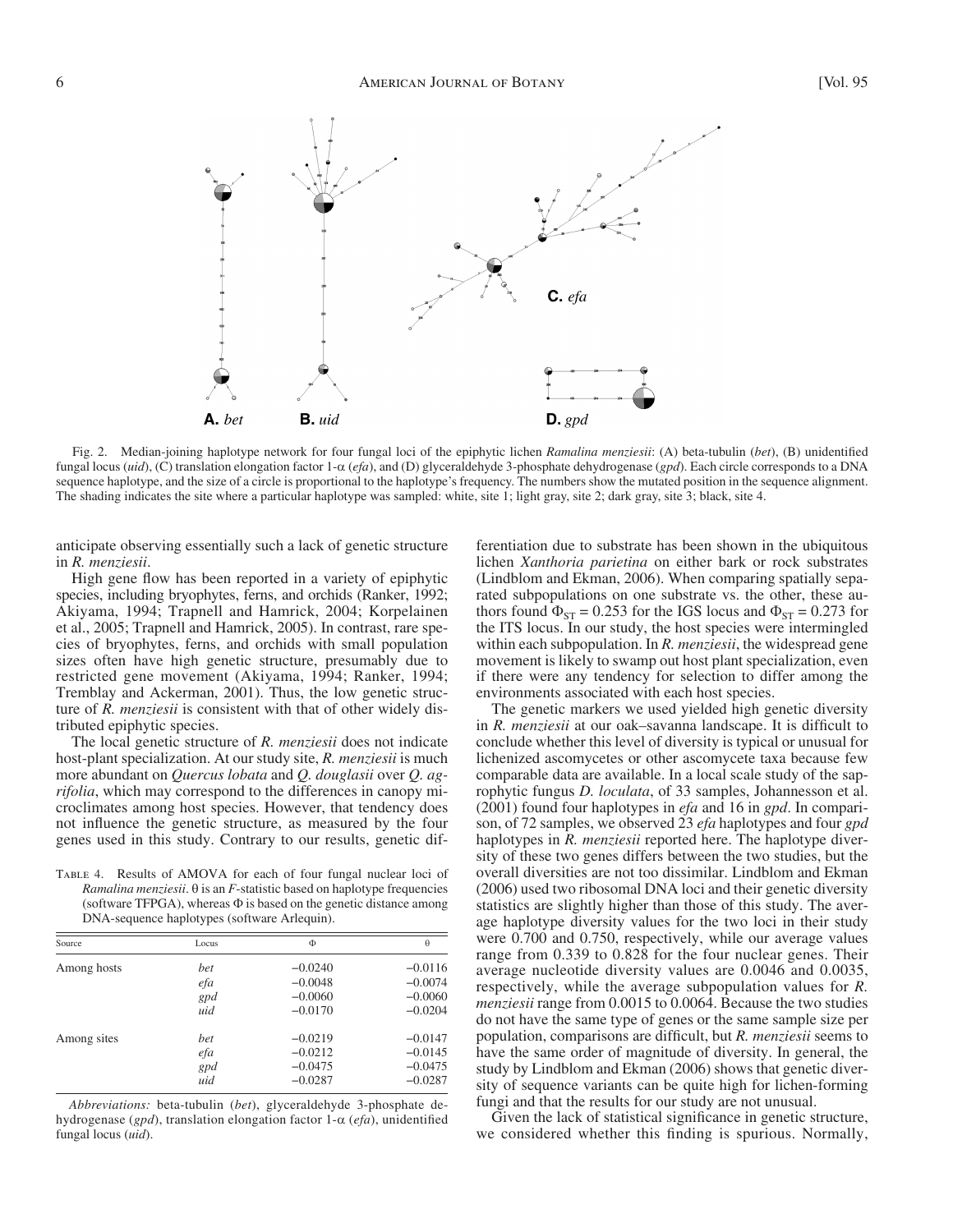Fig. 2. Median-joining haplotype network for four fungal loci of the epiphytic lichen *Ramalina menziesii*: (A) beta-tubulin (*bet*), (B) unidentified fungal locus (*uid*), (C) translation elongation factor 1-α (*efa*), and (D) glyceraldehyde 3-phosphate dehydrogenase (*gpd*). Each circle corresponds to a DNA sequence haplotype, and the size of a circle is proportional to the haplotype's frequency. The numbers show the mutated position in the sequence alignment. The shading indicates the site where a particular haplotype was sampled: white, site 1; light gray, site 2; dark gray, site 3; black, site 4.

anticipate observing essentially such a lack of genetic structure in *R. menziesii*.

High gene flow has been reported in a variety of epiphytic species, including bryophytes, ferns, and orchids (Ranker, 1992; Akiyama, 1994; Trapnell and Hamrick, 2004; Korpelainen et al., 2005; Trapnell and Hamrick, 2005). In contrast, rare species of bryophytes, ferns, and orchids with small population sizes often have high genetic structure, presumably due to restricted gene movement (Akiyama, 1994; Ranker, 1994; Tremblay and Ackerman, 2001). Thus, the low genetic structure of *R. menziesii* is consistent with that of other widely distributed epiphytic species.

The local genetic structure of *R. menziesii* does not indicate host-plant specialization. At our study site, *R. menziesii* is much more abundant on *Quercus lobata* and *Q. douglasii* over *Q. agrifolia*, which may correspond to the differences in canopy microclimates among host species. However, that tendency does not influence the genetic structure, as measured by the four genes used in this study. Contrary to our results, genetic differentiation due to substrate has been shown in the ubiquitous lichen *Xanthoria parietina* on either bark or rock substrates (Lindblom and Ekman, 2006). When comparing spatially separated subpopulations on one substrate vs. the other, these authors found $\Phi_{ST} = 0.253$ for the IGS locus and $\Phi_{ST} = 0.273$ for the ITS locus. In our study, the host species were intermingled within each subpopulation. In *R. menziesii*, the widespread gene movement is likely to swamp out host plant specialization, even if there were any tendency for selection to differ among the environments associated with each host species.

Table 4. Results of AMOVA for each of four fungal nuclear loci of *Ramalina menziesii*. θ is an *F*-statistic based on haplotype frequencies (software TFPGA), whereas Φ is based on the genetic distance among DNA-sequence haplotypes (software Arlequin).

| Source | Locus | Φ | θ |
|---|---|---|---|
| Among hosts | *bet* | −0.0240 | −0.0116 |
| | *efa* | −0.0048 | −0.0074 |
| | *gpd* | −0.0060 | −0.0060 |
| | *uid* | −0.0170 | −0.0204 |
| Among sites | *bet* | −0.0219 | −0.0147 |
| | *efa* | −0.0212 | −0.0145 |
| | *gpd* | −0.0475 | −0.0475 |
| | *uid* | −0.0287 | −0.0287 |

*Abbreviations:* beta-tubulin (*bet*), glyceraldehyde 3-phosphate dehydrogenase (*gpd*), translation factor 1-α (*efa*), unidentified fungal locus (*uid*).

The genetic markers we used yielded high genetic diversity in *R. menziesii* at our oak–savanna landscape. It is difficult to conclude whether this level of diversity is typical or unusual for lichenized ascomycetes or other ascomycete taxa because few comparable data are available. In a local scale study of the saprophytic fungus *D. loculata*, of 33 samples, Johannesson et al. (2001) found four haplotypes in *efa* and 16 in *gpd*. In comparison, of 72 samples, we observed 23 *efa* haplotypes and four *gpd* haplotypes in *R. menziesii* reported here. The haplotype diversity of these two genes differs between the two studies, but the overall diversities are not too dissimilar. Lindblom and Ekman (2006) used two ribosomal DNA loci and their genetic diversity statistics are slightly higher than those of this study. The average haplotype diversity values for the two loci in their study were 0.700 and 0.750, respectively, while our average values range from 0.339 to 0.828 for the four nuclear genes. Their average nucleotide diversity values are 0.0046 and 0.0035, respectively, while the average subpopulation values for *R. menziesii* range from 0.0015 to 0.0064. Because the two studies do not have the same type of genes or the same sample size per population, comparisons are difficult, but *R. menziesii* seems to have the same order of magnitude of diversity. In general, the study by Lindblom and Ekman (2006) shows that genetic diversity of sequence variants can be quite high for lichen-forming fungi and that the results for our study are not unusual.

Given the lack of statistical significance in genetic structure, we considered whether this finding is spurious. Normally,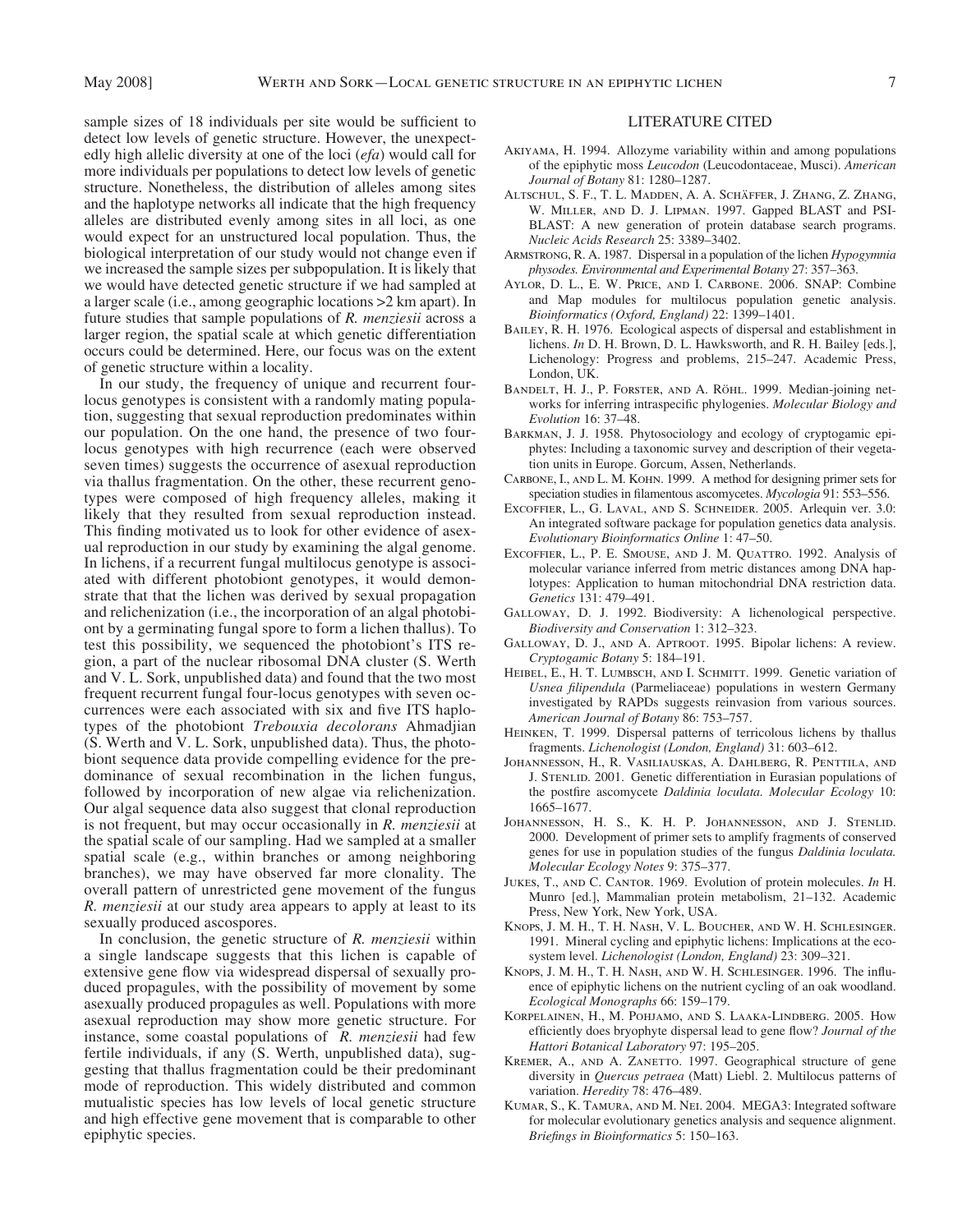sample sizes of 18 individuals per site would be sufficient to detect low levels of genetic structure. However, the unexpectedly high allelic diversity at one of the loci (*efa*) would call for more individuals per populations to detect low levels of genetic structure. Nonetheless, the distribution of alleles among sites and the haplotype networks all indicate that the high frequency alleles are distributed evenly among sites in all loci, as one would expect for an unstructured local population. Thus, the biological interpretation of our study would not change even if we increased the sample sizes per subpopulation. It is likely that we would have detected genetic structure if we had sampled at a larger scale (i.e., among geographic locations >2 km apart). In future studies that sample populations of *R. menziesii* across a larger region, the spatial scale at which genetic differentiation occurs could be determined. Here, our focus was on the extent of genetic structure within a locality.

In our study, the frequency of unique and recurrent four-locus genotypes is consistent with a randomly mating population, suggesting that sexual reproduction predominates within our population. On the one hand, the presence of two four-locus genotypes with high recurrence (each were observed seven times) suggests the occurrence of asexual reproduction via thallus fragmentation. On the other, these recurrent genotypes were composed of high frequency alleles, making it likely that they resulted from sexual reproduction instead. This finding motivated us to look for other evidence of asexual reproduction in our study by examining the algal genome. In lichens, if a recurrent fungal multilocus genotype is associated with different photobiont genotypes, it would demonstrate that that the lichen was derived by sexual propagation and relichenization (i.e., the incorporation of an algal photobiont by a germinating fungal spore to form a lichen thallus). To test this possibility, we sequenced the photobiont's ITS region, a part of the nuclear ribosomal DNA cluster (S. Werth and V. L. Sork, unpublished data) and found that the two most frequent recurrent fungal four-locus genotypes with seven occurrences were each associated with six and five ITS haplotypes of the photobiont *Trebouxia decolorans* Ahmadjian (S. Werth and V. L. Sork, unpublished data). Thus, the photobiont sequence data provide compelling evidence for the predominance of sexual recombination in the lichen fungus, followed by incorporation of new algae via relichenization. Our algal sequence data also suggest that clonal reproduction is not frequent, but may occur occasionally in *R. menziesii* at the spatial scale of our sampling. Had we sampled at a smaller spatial scale (e.g., within branches or among neighboring branches), we may have observed far more clonality. The overall pattern of unrestricted gene movement of the fungus *R. menziesii* at our study area appears to apply at least to its sexually produced ascospores.

In conclusion, the genetic structure of *R. menziesii* within a single landscape suggests that this lichen is capable of extensive gene flow via widespread dispersal of sexually produced propagules, with the possibility of movement by some asexually produced propagules as well. Populations with more asexual reproduction may show more genetic structure. For instance, some coastal populations of *R. menziesii* had few fertile individuals, if any (S. Werth, unpublished data), suggesting that thallus fragmentation could be their predominant mode of reproduction. This widely distributed and common mutualistic species has low levels of local genetic structure and high effective gene movement that is comparable to other epiphytic species.

## LITERATURE CITED

Akiyama, H. 1994. Allozyme variability within and among populations of the epiphytic moss *Leucodon* (Leucodontaceae, Musci). *American Journal of Botany* 81: 1280–1287.

Altschul, S. F., T. L. Madden, A. A. Schäffer, J. Zhang, Z. Zhang, W. Miller, and D. J. Lipman. 1997. Gapped BLAST and PSI-BLAST: A new generation of protein database search programs. *Nucleic Acids Research* 25: 3389–3402.

Armstrong, R. A. 1987. Dispersal in a population of the lichen *Hypogymnia physodes. Environmental and Experimental Botany* 27: 357–363.

Aylor, D. L., E. W. Price, and I. Carbone. 2006. SNAP: Combine and Map modules for multilocus population genetic analysis. *Bioinformatics (Oxford, England)* 22: 1399–1401.

Bailey, R. H. 1976. Ecological aspects of dispersal and establishment in lichens. *In* D. H. Brown, D. L. Hawksworth, and R. H. Bailey [eds.], Lichenology: Progress and problems, 215–247. Academic Press, London, UK.

Bandelt, H. J., P. Forster, and A. Röhl. 1999. Median-joining networks for inferring intraspecific phylogenies. *Molecular Biology and Evolution* 16: 37–48.

Barkman, J. J. 1958. Phytosociology and ecology of cryptogamic epiphytes: Including a taxonomic survey and description of their vegetation units in Europe. Gorcum, Assen, Netherlands.

Carbone, I., and L. M. Kohn. 1999. A method for designing primer sets for speciation studies in filamentous ascomycetes. *Mycologia* 91: 553–556.

Excoffier, L., G. Laval, and S. Schneider. 2005. Arlequin ver. 3.0: An integrated software package for population genetics data analysis. *Evolutionary Bioinformatics Online* 1: 47–50.

Excoffier, L., P. E. Smouse, and J. M. Quattro. 1992. Analysis of molecular variance inferred from metric distances among DNA haplotypes: Application to human mitochondrial DNA restriction data. *Genetics* 131: 479–491.

Galloway, D. J. 1992. Biodiversity: A lichenological perspective. *Biodiversity and Conservation* 1: 312–323.

Galloway, D. J., and A. Aptroot. 1995. Bipolar lichens: A review. *Cryptogamic Botany* 5: 184–191.

Heibel, E., H. T. Lumbsch, and I. Schmitt. 1999. Genetic variation of *Usnea filipendula* (Parmeliaceae) populations in western Germany investigated by RAPDs suggests reinvasion from various sources. *American Journal of Botany* 86: 753–757.

Heinken, T. 1999. Dispersal patterns of terricolous lichens by thallus fragments. *Lichenologist (London, England)* 31: 603–612.

Johannesson, H., R. Vasiliauskas, A. Dahlberg, R. Penttila, and J. Stenlid. 2001. Genetic differentiation in Eurasian populations of the postfire ascomycete *Daldinia loculata. Molecular Ecology* 10: 1665–1677.

Johannesson, H. S., K. H. P. Johannesson, and J. Stenlid. 2000. Development of primer sets to amplify fragments of conserved genes for use in population studies of the fungus *Daldinia loculata. Molecular Ecology Notes* 9: 375–377.

Jukes, T., and C. Cantor. 1969. Evolution of protein molecules. *In* H. Munro [ed.], Mammalian protein metabolism, 21–132. Academic Press, New York, New York, USA.

Knops, J. M. H., T. H. Nash, V. L. Boucher, and W. H. Schlesinger. 1991. Mineral cycling and epiphytic lichens: Implications at the ecosystem level. *Lichenologist (London, England)* 23: 309–321.

Knops, J. M. H., T. H. Nash, and W. H. Schlesinger. 1996. The influence of epiphytic lichens on the nutrient cycling of an oak woodland. *Ecological Monographs* 66: 159–179.

Korpelainen, H., M. Pohjamo, and S. Laaka-Lindberg. 2005. How efficiently does bryophyte dispersal lead to gene flow? *Journal of the Hattori Botanical Laboratory* 97: 195–205.

Kremer, A., and A. Zanetto. 1997. Geographical structure of gene diversity in *Quercus petraea* (Matt) Liebl. 2. Multilocus patterns of variation. *Heredity* 78: 476–489.

Kumar, S., K. Tamura, and M. Nei. 2004. MEGA3: Integrated software for molecular evolutionary genetics analysis and sequence alignment. *Briefings in Bioinformatics* 5: 150–163.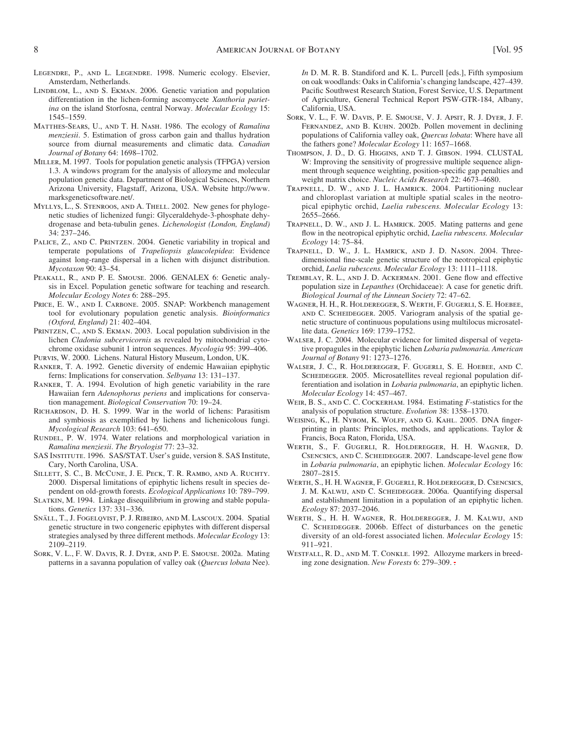Legendre, P., and L. Legendre. 1998. Numeric ecology. Elsevier, Amsterdam, Netherlands.

Lindblom, L., and S. Ekman. 2006. Genetic variation and population differentiation in the lichen-forming ascomycete *Xanthoria parietina* on the island Storfosna, central Norway. *Molecular Ecology* 15: 1545–1559.

Matthes-Sears, U., and T. H. Nash. 1986. The ecology of *Ramalina menziesii*. 5. Estimation of gross carbon gain and thallus hydration source from diurnal measurements and climatic data. *Canadian Journal of Botany* 64: 1698–1702.

Miller, M. 1997. Tools for population genetic analysis (TFPGA) version 1.3. A windows program for the analysis of allozyme and molecular population genetic data. Department of Biological Sciences, Northern Arizona University, Flagstaff, Arizona, USA. Website http://www.marksgeneticsoftware.net/.

Myllys, L., S. Stenroos, and A. Thell. 2002. New genes for phylogenetic studies of lichenized fungi: Glyceraldehyde-3-phosphate dehydrogenase and beta-tubulin genes. *Lichenologist (London, England)* 34: 237–246.

Palice, Z., and C. Printzen. 2004. Genetic variability in tropical and temperate populations of *Trapeliopsis glaucolepidea*: Evidence against long-range dispersal in a lichen with disjunct distribution. *Mycotaxon* 90: 43–54.

Peakall, R., and P. E. Smouse. 2006. GENALEX 6: Genetic analysis in Excel. Population genetic software for teaching and research. *Molecular Ecology Notes* 6: 288–295.

Price, E. W., and I. Carbone. 2005. SNAP: Workbench management tool for evolutionary population genetic analysis. *Bioinformatics (Oxford, England)* 21: 402–404.

Printzen, C., and S. Ekman. 2003. Local population subdivision in the lichen *Cladonia subcervicornis* as revealed by mitochondrial cytochrome oxidase subunit 1 intron sequences. *Mycologia* 95: 399–406.

Purvis, W. 2000. Lichens. Natural History Museum, London, UK.

Ranker, T. A. 1992. Genetic diversity of endemic Hawaiian epiphytic ferns: Implications for conservation. *Selbyana* 13: 131–137.

Ranker, T. A. 1994. Evolution of high genetic variability in the rare Hawaiian fern *Adenophorus periens* and implications for conservation management. *Biological Conservation* 70: 19–24.

Richardson, D. H. S. 1999. War in the world of lichens: Parasitism and symbiosis as exemplified by lichens and lichenicolous fungi. *Mycological Research* 103: 641–650.

Rundel, P. W. 1974. Water relations and morphological variation in *Ramalina menziesii*. *The Bryologist* 77: 23–32.

SAS Institute. 1996. SAS/STAT. User's guide, version 8. SAS Institute, Cary, North Carolina, USA.

Sillett, S. C., B. McCune, J. E. Peck, T. R. Rambo, and A. Ruchty. 2000. Dispersal limitations of epiphytic lichens result in species dependent on old-growth forests. *Ecological Applications* 10: 789–799.

Slatkin, M. 1994. Linkage disequilibrium in growing and stable populations. *Genetics* 137: 331–336.

Snäll, T., J. Fogelqvist, P. J. Ribeiro, and M. Lascoux. 2004. Spatial genetic structure in two congeneric epiphytes with different dispersal strategies analysed by three different methods. *Molecular Ecology* 13: 2109–2119.

Sork, V. L., F. W. Davis, R. J. Dyer, and P. E. Smouse. 2002a. Mating patterns in a savanna population of valley oak (*Quercus lobata* Nee). *In* D. M. R. B. Standiford and K. L. Purcell [eds.], Fifth symposium on oak woodlands: Oaks in California's changing landscape, 427–439. Pacific Southwest Research Station, Forest Service, U.S. Department of Agriculture, General Technical Report PSW-GTR-184, Albany, California, USA.

Sork, V. L., F. W. Davis, P. E. Smouse, V. J. Apsit, R. J. Dyer, J. F. Fernandez, and B. Kuhn. 2002b. Pollen movement in declining populations of California valley oak, *Quercus lobata*: Where have all the fathers gone? *Molecular Ecology* 11: 1657–1668.

Thompson, J. D., D. G. Higgins, and T. J. Gibson. 1994. CLUSTAL W: Improving the sensitivity of progressive multiple sequence alignment through sequence weighting, position-specific gap penalties and weight matrix choice. *Nucleic Acids Research* 22: 4673–4680.

Trapnell, D. W., and J. L. Hamrick. 2004. Partitioning nuclear and chloroplast variation at multiple spatial scales in the neotropical epiphytic orchid, *Laelia rubescens*. *Molecular Ecology* 13: 2655–2666.

Trapnell, D. W., and J. L. Hamrick. 2005. Mating patterns and gene flow in the neotropical epiphytic orchid, *Laelia rubescens*. *Molecular Ecology* 14: 75–84.

Trapnell, D. W., J. L. Hamrick, and J. D. Nason. 2004. Three-dimensional fine-scale genetic structure of the neotropical epiphytic orchid, *Laelia rubescens*. *Molecular Ecology* 13: 1111–1118.

Tremblay, R. L., and J. D. Ackerman. 2001. Gene flow and effective population size in *Lepanthes* (Orchidaceae): A case for genetic drift. *Biological Journal of the Linnean Society* 72: 47–62.

Wagner, H. H., R. Holderegger, S. Werth, F. Gugerli, S. E. Hoebee, and C. Scheidegger. 2005. Variogram analysis of the spatial genetic structure of continuous populations using multilocus microsatellite data. *Genetics* 169: 1739–1752.

Walser, J. C. 2004. Molecular evidence for limited dispersal of vegetative propagules in the epiphytic lichen *Lobaria pulmonaria*. *American Journal of Botany* 91: 1273–1276.

Walser, J. C., R. Holderegger, F. Gugerli, S. E. Hoebee, and C. Scheidegger. 2005. Microsatellites reveal regional population differentiation and isolation in *Lobaria pulmonaria*, an epiphytic lichen. *Molecular Ecology* 14: 457–467.

Weir, B. S., and C. C. Cockerham. 1984. Estimating *F*-statistics for the analysis of population structure. *Evolution* 38: 1358–1370.

Weising, K., H. Nybom, K. Wolff, and G. Kahl. 2005. DNA fingerprinting in plants: Principles, methods, and applications. Taylor & Francis, Boca Raton, Florida, USA.

Werth, S., F. Gugerli, R. Holderegger, H. H. Wagner, D. Csencsics, and C. Scheidegger. 2007. Landscape-level gene flow in *Lobaria pulmonaria*, an epiphytic lichen. *Molecular Ecology* 16: 2807–2815.

Werth, S., H. H. Wagner, F. Gugerli, R. Holderegger, D. Csencsics, J. M. Kalwij, and C. Scheidegger. 2006a. Quantifying dispersal and establishment limitation in a population of an epiphytic lichen. *Ecology* 87: 2037–2046.

Werth, S., H. H. Wagner, R. Holderegger, J. M. Kalwij, and C. Scheidegger. 2006b. Effect of disturbances on the genetic diversity of an old-forest associated lichen. *Molecular Ecology* 15: 911–921.

Westfall, R. D., and M. T. Conkle. 1992. Allozyme markers in breeding zone designation. *New Forests* 6: 279–309.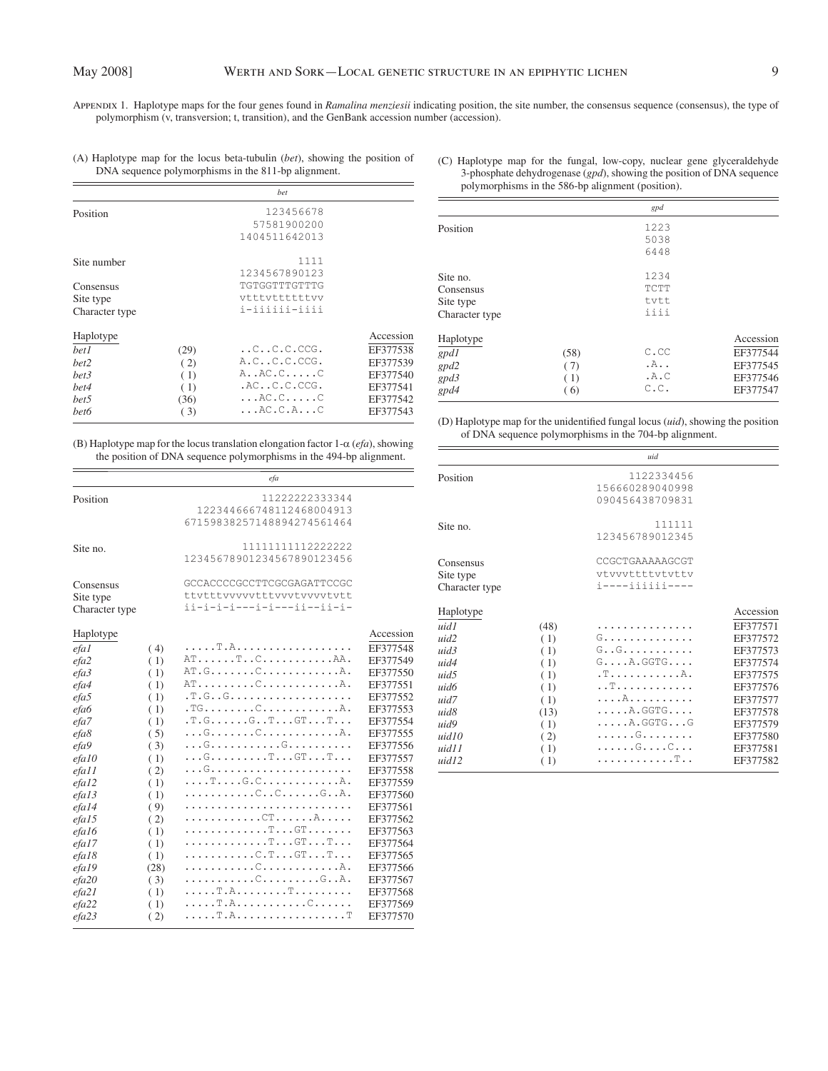Appendix 1. Haplotype maps for the four genes found in *Ramalina menziesii* indicating position, the site number, the consensus sequence (consensus), the type of polymorphism (v, transversion; t, transition), and the GenBank accession number (accession).

(A) Haplotype map for the locus beta-tubulin (*bet*), showing the position of DNA sequence polymorphisms in the 811-bp alignment.

| | | *bet* | |
|---|---|---|---|
| Position | | 123456678<br>57581900200<br>1404511642013 | |
| Site number | | 1111<br>1234567890123 | |
| Consensus | | TGTGGTTTGTTTG | |
| Site type | | vtttvttttttvv | |
| Character type | | i-iiiiii-iiii | |
| Haplotype | | | Accession |
| *bet1* | (29) | ..C..C.C.CCG. | EF377538 |
| *bet2* | ( 2) | A.C..C.C.CCG. | EF377539 |
| *bet3* | ( 1) | A..AC.C.....C | EF377540 |
| *bet4* | ( 1) | .AC..C.C.CCG. | EF377541 |
| *bet5* | (36) | ...AC.C.....C | EF377542 |
| *bet6* | ( 3) | ...AC.C.A...C | EF377543 |

(B) Haplotype map for the locus translation elongation factor 1-α (*efa*), showing the position of DNA sequence polymorphisms in the 494-bp alignment.

| | | *efa* | |
|---|---|---|---|
| Position | | 11222222333344<br>122344666748112468004913<br>671598382571488942745614 64 | |
| Site no. | | 11111111112222222<br>12345678901234567890123456 | |
| Consensus | | GCCACCCCGCCTTCGCGAGATTCCGC | |
| Site type | | ttvttvvvvvtttvvvtvvvvvtvtt | |
| Character type | | ii-i-i-i---i-i---ii--ii-i- | |
| Haplotype | | | Accession |
| *efa1* | ( 4) | .....T.A.................. | EF377548 |
| *efa2* | ( 1) | AT......T..C...........AA. | EF377549 |
| *efa3* | ( 1) | AT.G.......C............A. | EF377550 |
| *efa4* | ( 1) | AT.........C............A. | EF377551 |
| *efa5* | ( 1) | .T.G..G................... | EF377552 |
| *efa6* | ( 1) | .TG........C............A. | EF377553 |
| *efa7* | ( 1) | .T.G......G..T...GT...T... | EF377554 |
| *efa8* | ( 5) | ...G.......C............A. | EF377555 |
| *efa9* | ( 3) | ...G...........G.......... | EF377556 |
| *efa10* | ( 1) | ...G.........T...GT...T... | EF377557 |
| *efa11* | ( 2) | ...G...................... | EF377558 |
| *efa12* | ( 1) | ....T....G.C............A. | EF377559 |
| *efa13* | ( 1) | ...........C..C......G..A. | EF377560 |
| *efa14* | ( 9) | .......................... | EF377561 |
| *efa15* | ( 2) | ............CT......A..... | EF377562 |
| *efa16* | ( 1) | .............T...GT....... | EF377563 |
| *efa17* | ( 1) | .............T...GT...T... | EF377564 |
| *efa18* | ( 1) | ...........C.T...GT...T... | EF377565 |
| *efa19* | (28) | ...........C............A. | EF377566 |
| *efa20* | ( 3) | ...........C.........G..A. | EF377567 |
| *efa21* | ( 1) | .....T.A........T......... | EF377568 |
| *efa22* | ( 1) | .....T.A...........C...... | EF377569 |
| *efa23* | ( 2) | .....T.A.................T | EF377570 |

(C) Haplotype map for the fungal, low-copy, nuclear gene glyceraldehyde 3-phosphate dehydrogenase (*gpd*), showing the position of DNA sequence polymorphisms in the 586-bp alignment (position).

| | | *gpd* | |
|---|---|---|---|
| Position | | 1223<br>5038<br>6448 | |
| Site no. | | 1234 | |
| Consensus | | TCTT | |
| Site type | | tvtt | |
| Character type | | iiii | |
| Haplotype | | | Accession |
| *gpd1* | (58) | C.CC | EF377544 |
| *gpd2* | ( 7) | .A.. | EF377545 |
| *gpd3* | ( 1) | .A.C | EF377546 |
| *gpd4* | ( 6) | C.C. | EF377547 |

(D) Haplotype map for the unidentified fungal locus (*uid*), showing the position of DNA sequence polymorphisms in the 704-bp alignment.

| | | *uid* | |
|---|---|---|---|
| Position | | 1122334456<br>156660289040998<br>090456438709831 | |
| Site no. | | 111111<br>123456789012345 | |
| Consensus | | CCGCTGAAAAAGCGT | |
| Site type | | vtvvvttttvtvttv | |
| Character type | | i----iiiiii---- | |
| Haplotype | | | Accession |
| *uid1* | (48) | ............... | EF377571 |
| *uid2* | ( 1) | G.............. | EF377572 |
| *uid3* | ( 1) | G..G........... | EF377573 |
| *uid4* | ( 1) | G....A.GGTG.... | EF377574 |
| *uid5* | ( 1) | .T...........A. | EF377575 |
| *uid6* | ( 1) | ..T............ | EF377576 |
| *uid7* | ( 1) | ....A.......... | EF377577 |
| *uid8* | (13) | .....A.GGTG.... | EF377578 |
| *uid9* | ( 1) | .....A.GGTG...G | EF377579 |
| *uid10* | ( 2) | ......G........ | EF377580 |
| *uid11* | ( 1) | ......G....C... | EF377581 |
| *uid12* | ( 1) | ...........T.. | EF377582 |